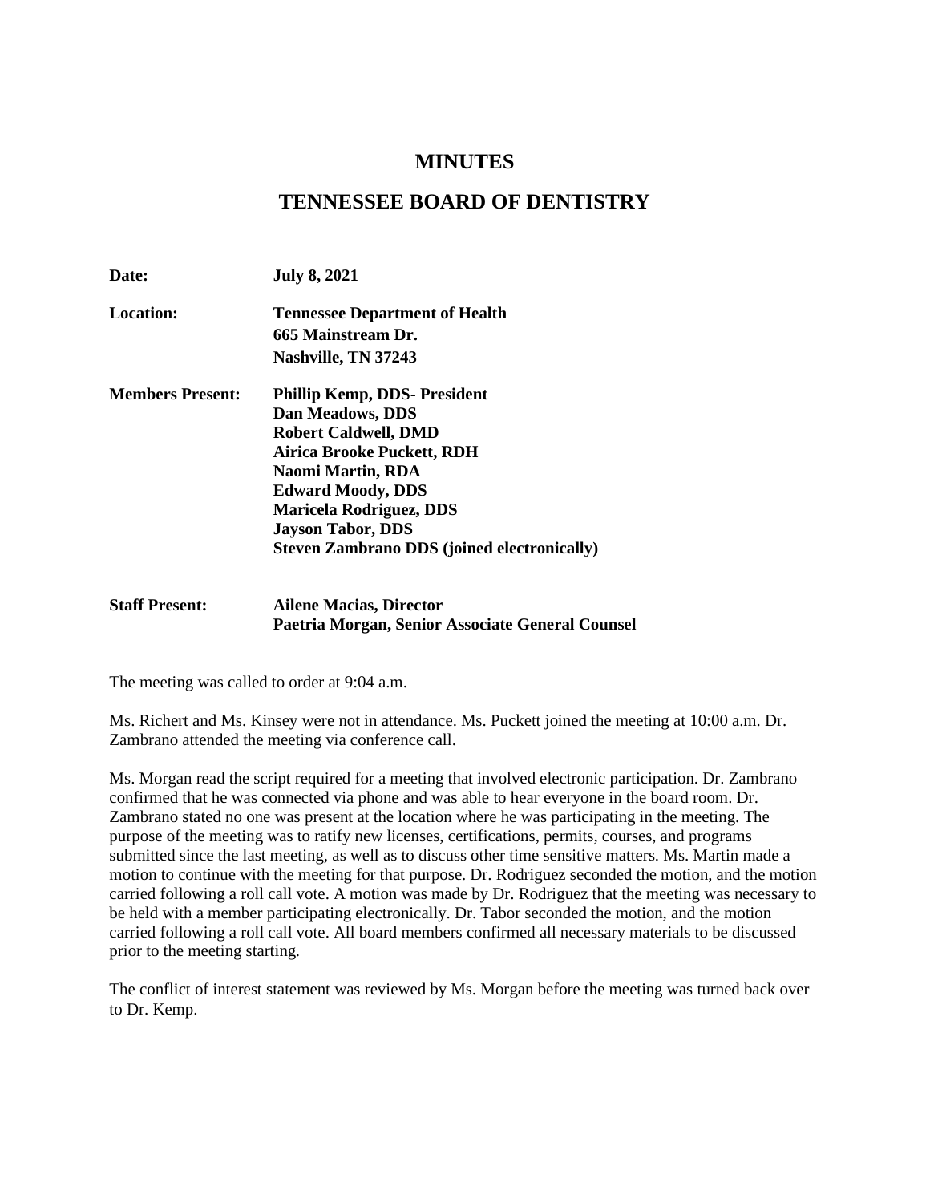# MINUTES

# TENNESSEE BOARD OF DENTISTRY

**Date:** **July 8, 2021**

**Location:** **Tennessee Department of Health**
**665 Mainstream Dr.**
**Nashville, TN 37243**

**Members Present:** **Phillip Kemp, DDS- President**
**Dan Meadows, DDS**
**Robert Caldwell, DMD**
**Airica Brooke Puckett, RDH**
**Naomi Martin, RDA**
**Edward Moody, DDS**
**Maricela Rodriguez, DDS**
**Jayson Tabor, DDS**
**Steven Zambrano DDS (joined electronically)**

**Staff Present:** **Ailene Macias, Director**
**Paetria Morgan, Senior Associate General Counsel**

The meeting was called to order at 9:04 a.m.

Ms. Richert and Ms. Kinsey were not in attendance. Ms. Puckett joined the meeting at 10:00 a.m. Dr. Zambrano attended the meeting via conference call.

Ms. Morgan read the script required for a meeting that involved electronic participation. Dr. Zambrano confirmed that he was connected via phone and was able to hear everyone in the board room. Dr. Zambrano stated no one was present at the location where he was participating in the meeting. The purpose of the meeting was to ratify new licenses, certifications, permits, courses, and programs submitted since the last meeting, as well as to discuss other time sensitive matters. Ms. Martin made a motion to continue with the meeting for that purpose. Dr. Rodriguez seconded the motion, and the motion carried following a roll call vote. A motion was made by Dr. Rodriguez that the meeting was necessary to be held with a member participating electronically. Dr. Tabor seconded the motion, and the motion carried following a roll call vote. All board members confirmed all necessary materials to be discussed prior to the meeting starting.

The conflict of interest statement was reviewed by Ms. Morgan before the meeting was turned back over to Dr. Kemp.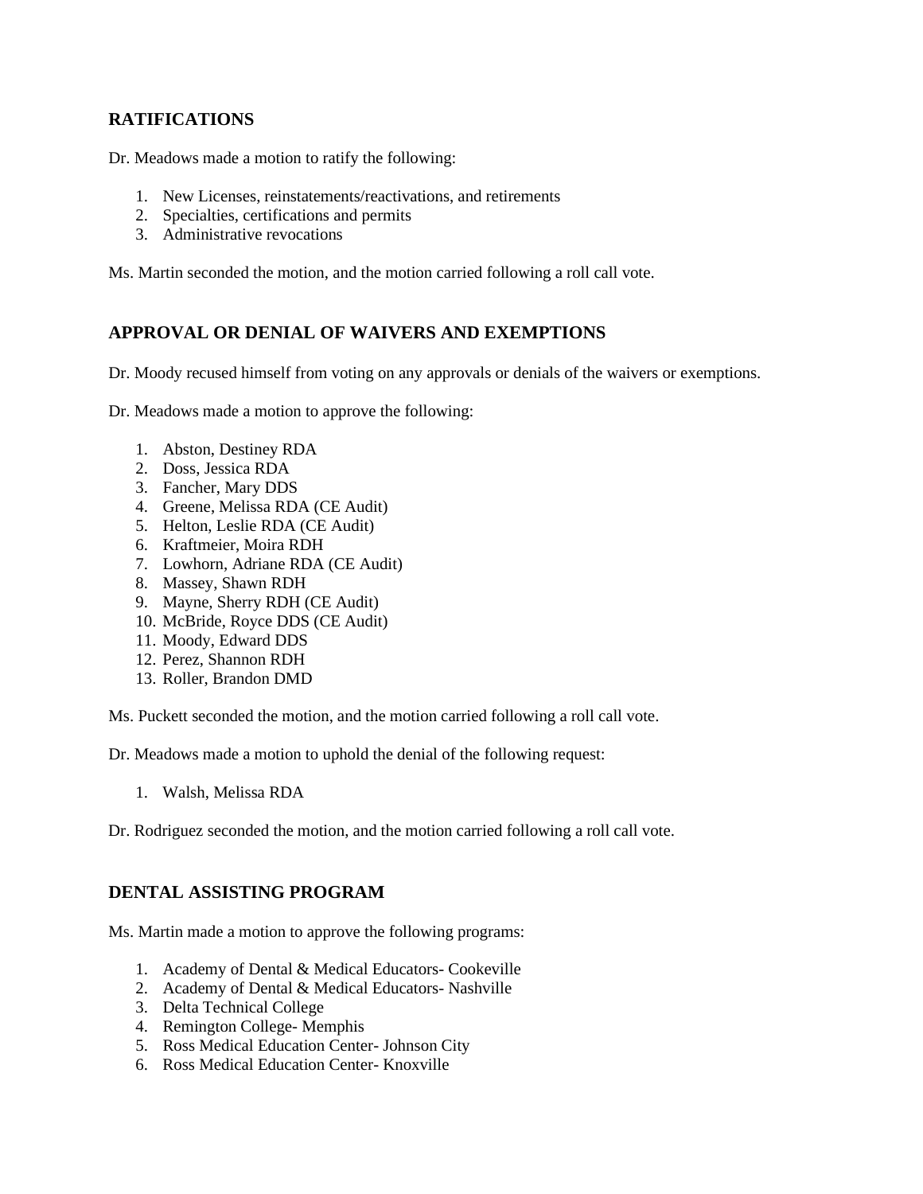## RATIFICATIONS

Dr. Meadows made a motion to ratify the following:

1. New Licenses, reinstatements/reactivations, and retirements
2. Specialties, certifications and permits
3. Administrative revocations

Ms. Martin seconded the motion, and the motion carried following a roll call vote.

## APPROVAL OR DENIAL OF WAIVERS AND EXEMPTIONS

Dr. Moody recused himself from voting on any approvals or denials of the waivers or exemptions.

Dr. Meadows made a motion to approve the following:

1. Abston, Destiney RDA
2. Doss, Jessica RDA
3. Fancher, Mary DDS
4. Greene, Melissa RDA (CE Audit)
5. Helton, Leslie RDA (CE Audit)
6. Kraftmeier, Moira RDH
7. Lowhorn, Adriane RDA (CE Audit)
8. Massey, Shawn RDH
9. Mayne, Sherry RDH (CE Audit)
10. McBride, Royce DDS (CE Audit)
11. Moody, Edward DDS
12. Perez, Shannon RDH
13. Roller, Brandon DMD

Ms. Puckett seconded the motion, and the motion carried following a roll call vote.

Dr. Meadows made a motion to uphold the denial of the following request:

1. Walsh, Melissa RDA

Dr. Rodriguez seconded the motion, and the motion carried following a roll call vote.

## DENTAL ASSISTING PROGRAM

Ms. Martin made a motion to approve the following programs:

1. Academy of Dental & Medical Educators- Cookeville
2. Academy of Dental & Medical Educators- Nashville
3. Delta Technical College
4. Remington College- Memphis
5. Ross Medical Education Center- Johnson City
6. Ross Medical Education Center- Knoxville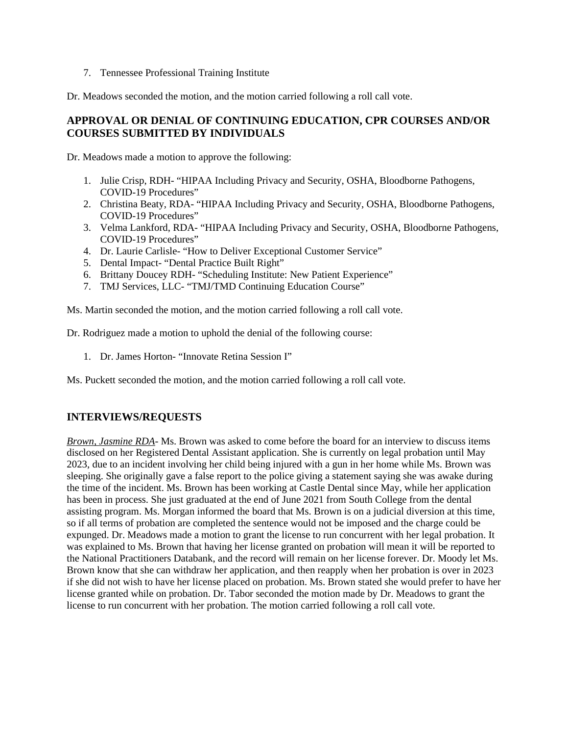7. Tennessee Professional Training Institute

Dr. Meadows seconded the motion, and the motion carried following a roll call vote.

## APPROVAL OR DENIAL OF CONTINUING EDUCATION, CPR COURSES AND/OR COURSES SUBMITTED BY INDIVIDUALS

Dr. Meadows made a motion to approve the following:

1. Julie Crisp, RDH- "HIPAA Including Privacy and Security, OSHA, Bloodborne Pathogens, COVID-19 Procedures"
2. Christina Beaty, RDA- "HIPAA Including Privacy and Security, OSHA, Bloodborne Pathogens, COVID-19 Procedures"
3. Velma Lankford, RDA- "HIPAA Including Privacy and Security, OSHA, Bloodborne Pathogens, COVID-19 Procedures"
4. Dr. Laurie Carlisle- "How to Deliver Exceptional Customer Service"
5. Dental Impact- "Dental Practice Built Right"
6. Brittany Doucey RDH- "Scheduling Institute: New Patient Experience"
7. TMJ Services, LLC- "TMJ/TMD Continuing Education Course"

Ms. Martin seconded the motion, and the motion carried following a roll call vote.

Dr. Rodriguez made a motion to uphold the denial of the following course:

1. Dr. James Horton- "Innovate Retina Session I"

Ms. Puckett seconded the motion, and the motion carried following a roll call vote.

## INTERVIEWS/REQUESTS

*Brown, Jasmine RDA*- Ms. Brown was asked to come before the board for an interview to discuss items disclosed on her Registered Dental Assistant application. She is currently on legal probation until May 2023, due to an incident involving her child being injured with a gun in her home while Ms. Brown was sleeping. She originally gave a false report to the police giving a statement saying she was awake during the time of the incident. Ms. Brown has been working at Castle Dental since May, while her application has been in process. She just graduated at the end of June 2021 from South College from the dental assisting program. Ms. Morgan informed the board that Ms. Brown is on a judicial diversion at this time, so if all terms of probation are completed the sentence would not be imposed and the charge could be expunged. Dr. Meadows made a motion to grant the license to run concurrent with her legal probation. It was explained to Ms. Brown that having her license granted on probation will mean it will be reported to the National Practitioners Databank, and the record will remain on her license forever. Dr. Moody let Ms. Brown know that she can withdraw her application, and then reapply when her probation is over in 2023 if she did not wish to have her license placed on probation. Ms. Brown stated she would prefer to have her license granted while on probation. Dr. Tabor seconded the motion made by Dr. Meadows to grant the license to run concurrent with her probation. The motion carried following a roll call vote.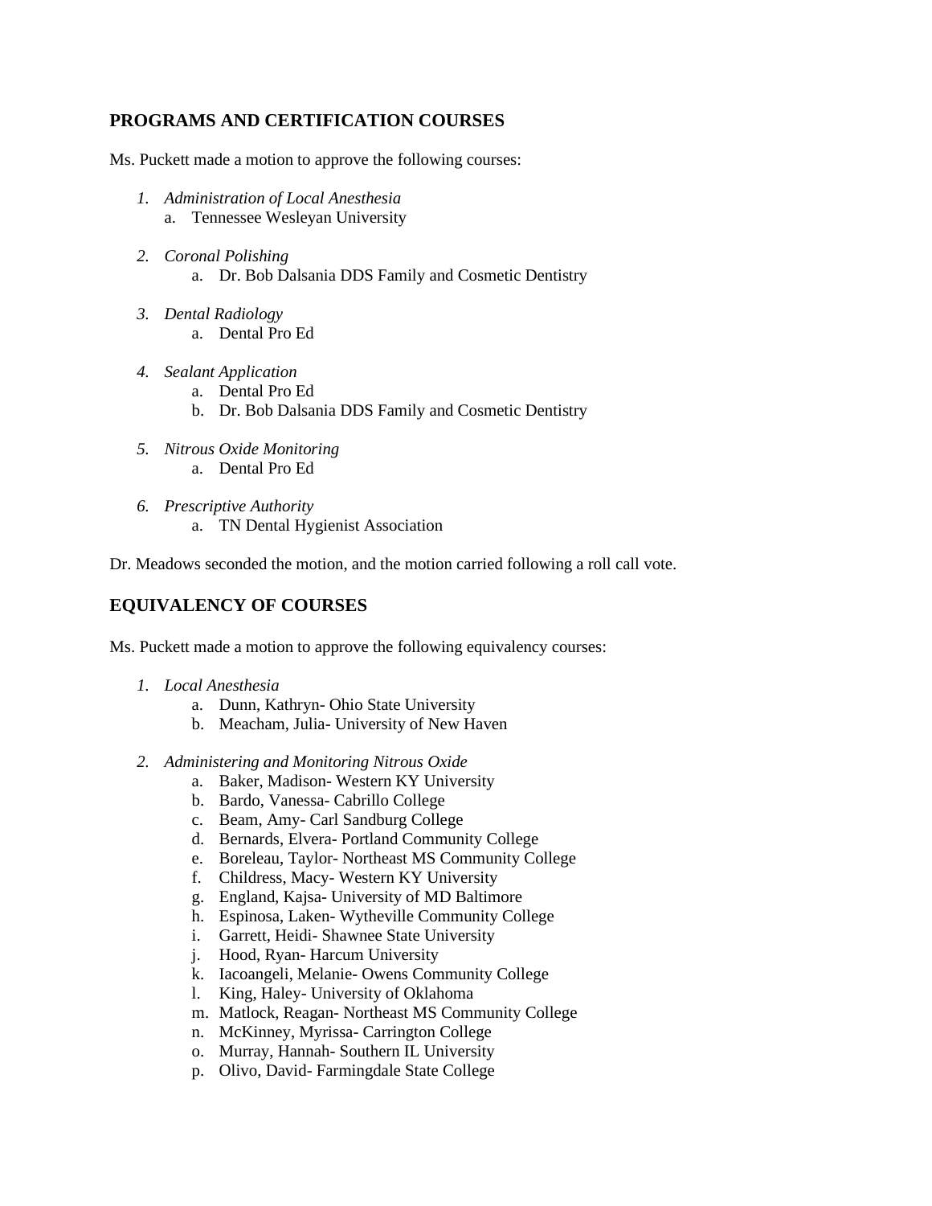## PROGRAMS AND CERTIFICATION COURSES

Ms. Puckett made a motion to approve the following courses:

1. *Administration of Local Anesthesia*
    a. Tennessee Wesleyan University

2. *Coronal Polishing*
    a. Dr. Bob Dalsania DDS Family and Cosmetic Dentistry

3. *Dental Radiology*
    a. Dental Pro Ed

4. *Sealant Application*
    a. Dental Pro Ed
    b. Dr. Bob Dalsania DDS Family and Cosmetic Dentistry

5. *Nitrous Oxide Monitoring*
    a. Dental Pro Ed

6. *Prescriptive Authority*
    a. TN Dental Hygienist Association

Dr. Meadows seconded the motion, and the motion carried following a roll call vote.

## EQUIVALENCY OF COURSES

Ms. Puckett made a motion to approve the following equivalency courses:

1. *Local Anesthesia*
    a. Dunn, Kathryn- Ohio State University
    b. Meacham, Julia- University of New Haven

2. *Administering and Monitoring Nitrous Oxide*
    a. Baker, Madison- Western KY University
    b. Bardo, Vanessa- Cabrillo College
    c. Beam, Amy- Carl Sandburg College
    d. Bernards, Elvera- Portland Community College
    e. Boreleau, Taylor- Northeast MS Community College
    f. Childress, Macy- Western KY University
    g. England, Kajsa- University of MD Baltimore
    h. Espinosa, Laken- Wytheville Community College
    i. Garrett, Heidi- Shawnee State University
    j. Hood, Ryan- Harcum University
    k. Iacoangeli, Melanie- Owens Community College
    l. King, Haley- University of Oklahoma
    m. Matlock, Reagan- Northeast MS Community College
    n. McKinney, Myrissa- Carrington College
    o. Murray, Hannah- Southern IL University
    p. Olivo, David- Farmingdale State College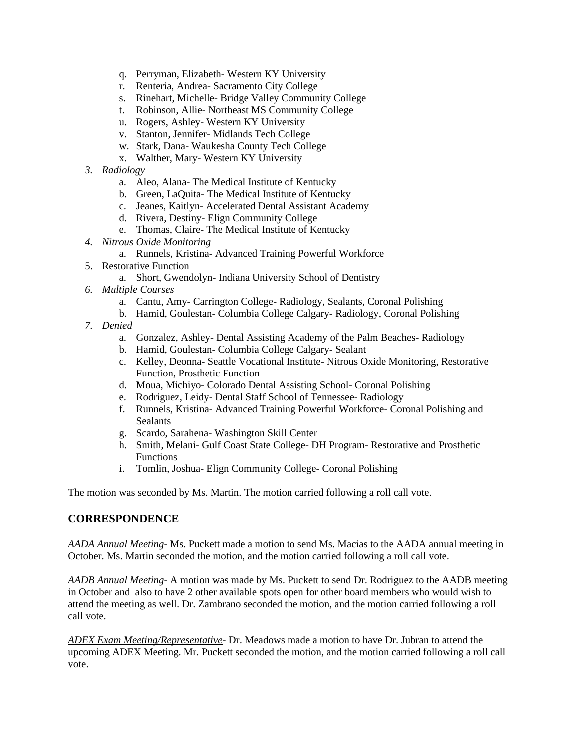q. Perryman, Elizabeth- Western KY University
    r. Renteria, Andrea- Sacramento City College
    s. Rinehart, Michelle- Bridge Valley Community College
    t. Robinson, Allie- Northeast MS Community College
    u. Rogers, Ashley- Western KY University
    v. Stanton, Jennifer- Midlands Tech College
    w. Stark, Dana- Waukesha County Tech College
    x. Walther, Mary- Western KY University

3. *Radiology*
    a. Aleo, Alana- The Medical Institute of Kentucky
    b. Green, LaQuita- The Medical Institute of Kentucky
    c. Jeanes, Kaitlyn- Accelerated Dental Assistant Academy
    d. Rivera, Destiny- Elign Community College
    e. Thomas, Claire- The Medical Institute of Kentucky
4. *Nitrous Oxide Monitoring*
    a. Runnels, Kristina- Advanced Training Powerful Workforce
5. Restorative Function
    a. Short, Gwendolyn- Indiana University School of Dentistry
6. *Multiple Courses*
    a. Cantu, Amy- Carrington College- Radiology, Sealants, Coronal Polishing
    b. Hamid, Goulestan- Columbia College Calgary- Radiology, Coronal Polishing
7. *Denied*
    a. Gonzalez, Ashley- Dental Assisting Academy of the Palm Beaches- Radiology
    b. Hamid, Goulestan- Columbia College Calgary- Sealant
    c. Kelley, Deonna- Seattle Vocational Institute- Nitrous Oxide Monitoring, Restorative Function, Prosthetic Function
    d. Moua, Michiyo- Colorado Dental Assisting School- Coronal Polishing
    e. Rodriguez, Leidy- Dental Staff School of Tennessee- Radiology
    f. Runnels, Kristina- Advanced Training Powerful Workforce- Coronal Polishing and Sealants
    g. Scardo, Sarahena- Washington Skill Center
    h. Smith, Melani- Gulf Coast State College- DH Program- Restorative and Prosthetic Functions
    i. Tomlin, Joshua- Elign Community College- Coronal Polishing

The motion was seconded by Ms. Martin. The motion carried following a roll call vote.

## CORRESPONDENCE

*AADA Annual Meeting*- Ms. Puckett made a motion to send Ms. Macias to the AADA annual meeting in October. Ms. Martin seconded the motion, and the motion carried following a roll call vote.

*AADB Annual Meeting*- A motion was made by Ms. Puckett to send Dr. Rodriguez to the AADB meeting in October and also to have 2 other available spots open for other board members who would wish to attend the meeting as well. Dr. Zambrano seconded the motion, and the motion carried following a roll call vote.

*ADEX Exam Meeting/Representative*- Dr. Meadows made a motion to have Dr. Jubran to attend the upcoming ADEX Meeting. Mr. Puckett seconded the motion, and the motion carried following a roll call vote.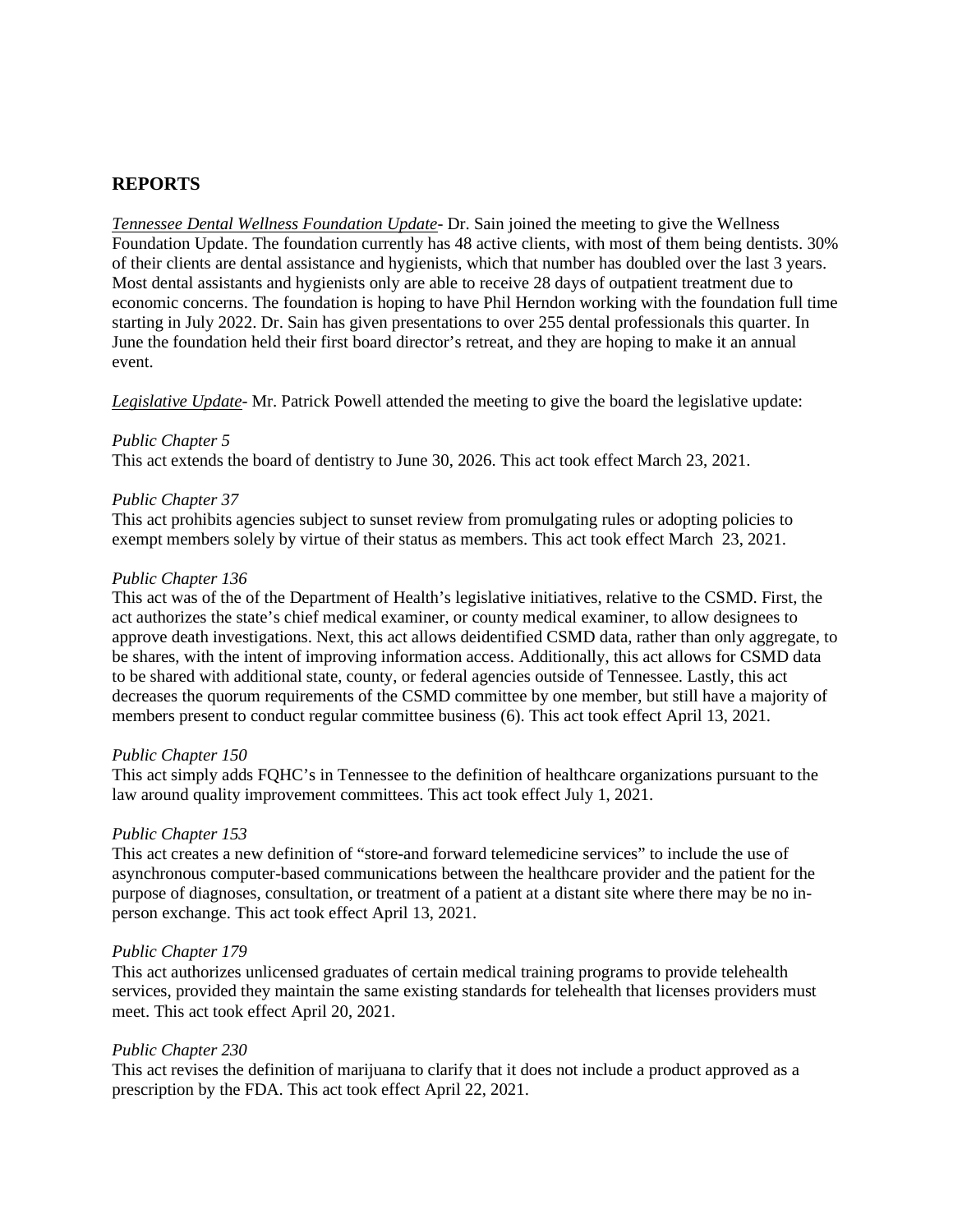## REPORTS

*Tennessee Dental Wellness Foundation Update*- Dr. Sain joined the meeting to give the Wellness Foundation Update. The foundation currently has 48 active clients, with most of them being dentists. 30% of their clients are dental assistance and hygienists, which that number has doubled over the last 3 years. Most dental assistants and hygienists only are able to receive 28 days of outpatient treatment due to economic concerns. The foundation is hoping to have Phil Herndon working with the foundation full time starting in July 2022. Dr. Sain has given presentations to over 255 dental professionals this quarter. In June the foundation held their first board director's retreat, and they are hoping to make it an annual event.

*Legislative Update*- Mr. Patrick Powell attended the meeting to give the board the legislative update:

*Public Chapter 5*
This act extends the board of dentistry to June 30, 2026. This act took effect March 23, 2021.

*Public Chapter 37*
This act prohibits agencies subject to sunset review from promulgating rules or adopting policies to exempt members solely by virtue of their status as members. This act took effect March 23, 2021.

*Public Chapter 136*
This act was of the of the Department of Health's legislative initiatives, relative to the CSMD. First, the act authorizes the state's chief medical examiner, or county medical examiner, to allow designees to approve death investigations. Next, this act allows deidentified CSMD data, rather than only aggregate, to be shares, with the intent of improving information access. Additionally, this act allows for CSMD data to be shared with additional state, county, or federal agencies outside of Tennessee. Lastly, this act decreases the quorum requirements of the CSMD committee by one member, but still have a majority of members present to conduct regular committee business (6). This act took effect April 13, 2021.

*Public Chapter 150*
This act simply adds FQHC's in Tennessee to the definition of healthcare organizations pursuant to the law around quality improvement committees. This act took effect July 1, 2021.

*Public Chapter 153*
This act creates a new definition of "store-and forward telemedicine services" to include the use of asynchronous computer-based communications between the healthcare provider and the patient for the purpose of diagnoses, consultation, or treatment of a patient at a distant site where there may be no in-person exchange. This act took effect April 13, 2021.

*Public Chapter 179*
This act authorizes unlicensed graduates of certain medical training programs to provide telehealth services, provided they maintain the same existing standards for telehealth that licenses providers must meet. This act took effect April 20, 2021.

*Public Chapter 230*
This act revises the definition of marijuana to clarify that it does not include a product approved as a prescription by the FDA. This act took effect April 22, 2021.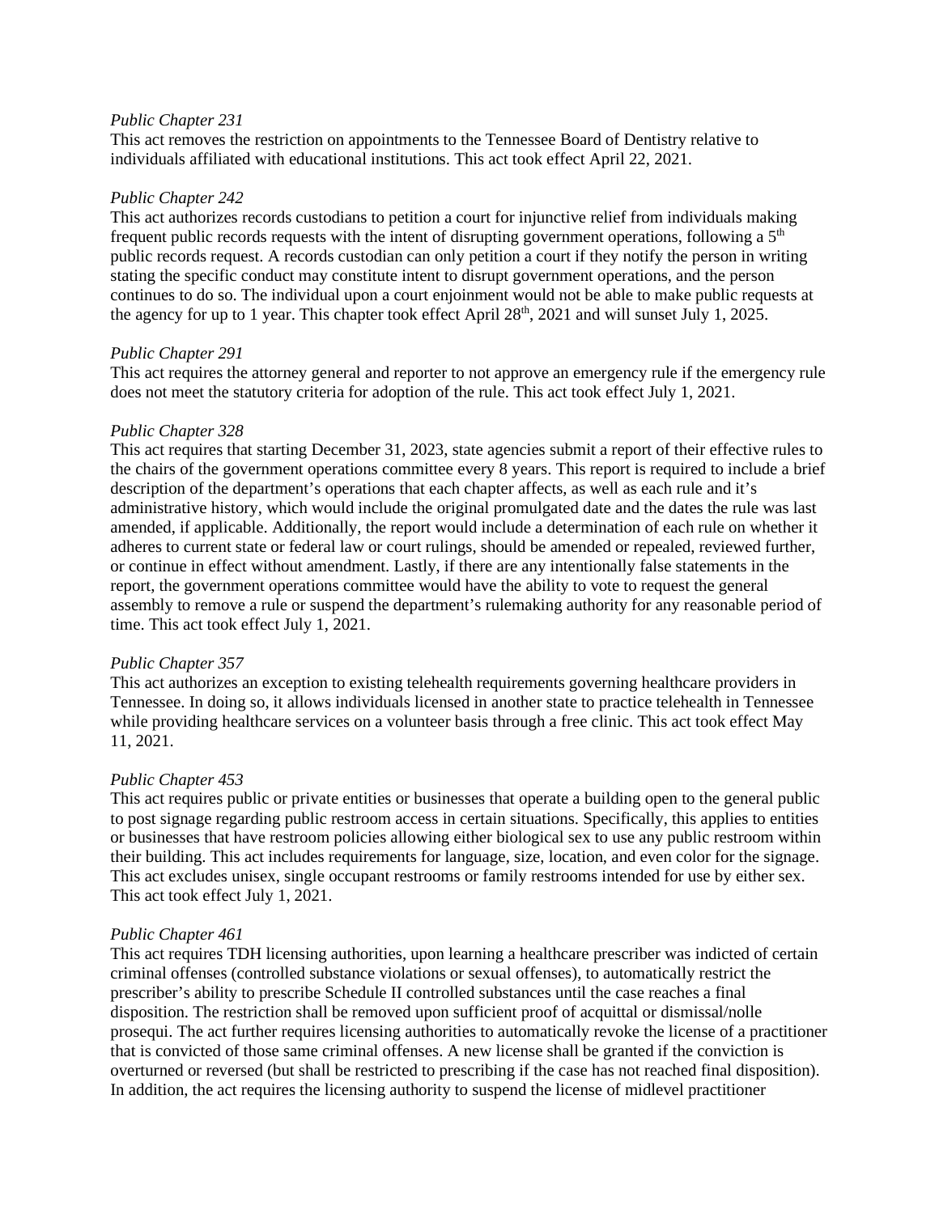*Public Chapter 231*
This act removes the restriction on appointments to the Tennessee Board of Dentistry relative to individuals affiliated with educational institutions. This act took effect April 22, 2021.

*Public Chapter 242*
This act authorizes records custodians to petition a court for injunctive relief from individuals making frequent public records requests with the intent of disrupting government operations, following a 5th public records request. A records custodian can only petition a court if they notify the person in writing stating the specific conduct may constitute intent to disrupt government operations, and the person continues to do so. The individual upon a court enjoinment would not be able to make public requests at the agency for up to 1 year. This chapter took effect April 28th, 2021 and will sunset July 1, 2025.

*Public Chapter 291*
This act requires the attorney general and reporter to not approve an emergency rule if the emergency rule does not meet the statutory criteria for adoption of the rule. This act took effect July 1, 2021.

*Public Chapter 328*
This act requires that starting December 31, 2023, state agencies submit a report of their effective rules to the chairs of the government operations committee every 8 years. This report is required to include a brief description of the department's operations that each chapter affects, as well as each rule and it's administrative history, which would include the original promulgated date and the dates the rule was last amended, if applicable. Additionally, the report would include a determination of each rule on whether it adheres to current state or federal law or court rulings, should be amended or repealed, reviewed further, or continue in effect without amendment. Lastly, if there are any intentionally false statements in the report, the government operations committee would have the ability to vote to request the general assembly to remove a rule or suspend the department's rulemaking authority for any reasonable period of time. This act took effect July 1, 2021.

*Public Chapter 357*
This act authorizes an exception to existing telehealth requirements governing healthcare providers in Tennessee. In doing so, it allows individuals licensed in another state to practice telehealth in Tennessee while providing healthcare services on a volunteer basis through a free clinic. This act took effect May 11, 2021.

*Public Chapter 453*
This act requires public or private entities or businesses that operate a building open to the general public to post signage regarding public restroom access in certain situations. Specifically, this applies to entities or businesses that have restroom policies allowing either biological sex to use any public restroom within their building. This act includes requirements for language, size, location, and even color for the signage. This act excludes unisex, single occupant restrooms or family restrooms intended for use by either sex. This act took effect July 1, 2021.

*Public Chapter 461*
This act requires TDH licensing authorities, upon learning a healthcare prescriber was indicted of certain criminal offenses (controlled substance violations or sexual offenses), to automatically restrict the prescriber's ability to prescribe Schedule II controlled substances until the case reaches a final disposition. The restriction shall be removed upon sufficient proof of acquittal or dismissal/nolle prosequi. The act further requires licensing authorities to automatically revoke the license of a practitioner that is convicted of those same criminal offenses. A new license shall be granted if the conviction is overturned or reversed (but shall be restricted to prescribing if the case has not reached final disposition). In addition, the act requires the licensing authority to suspend the license of midlevel practitioner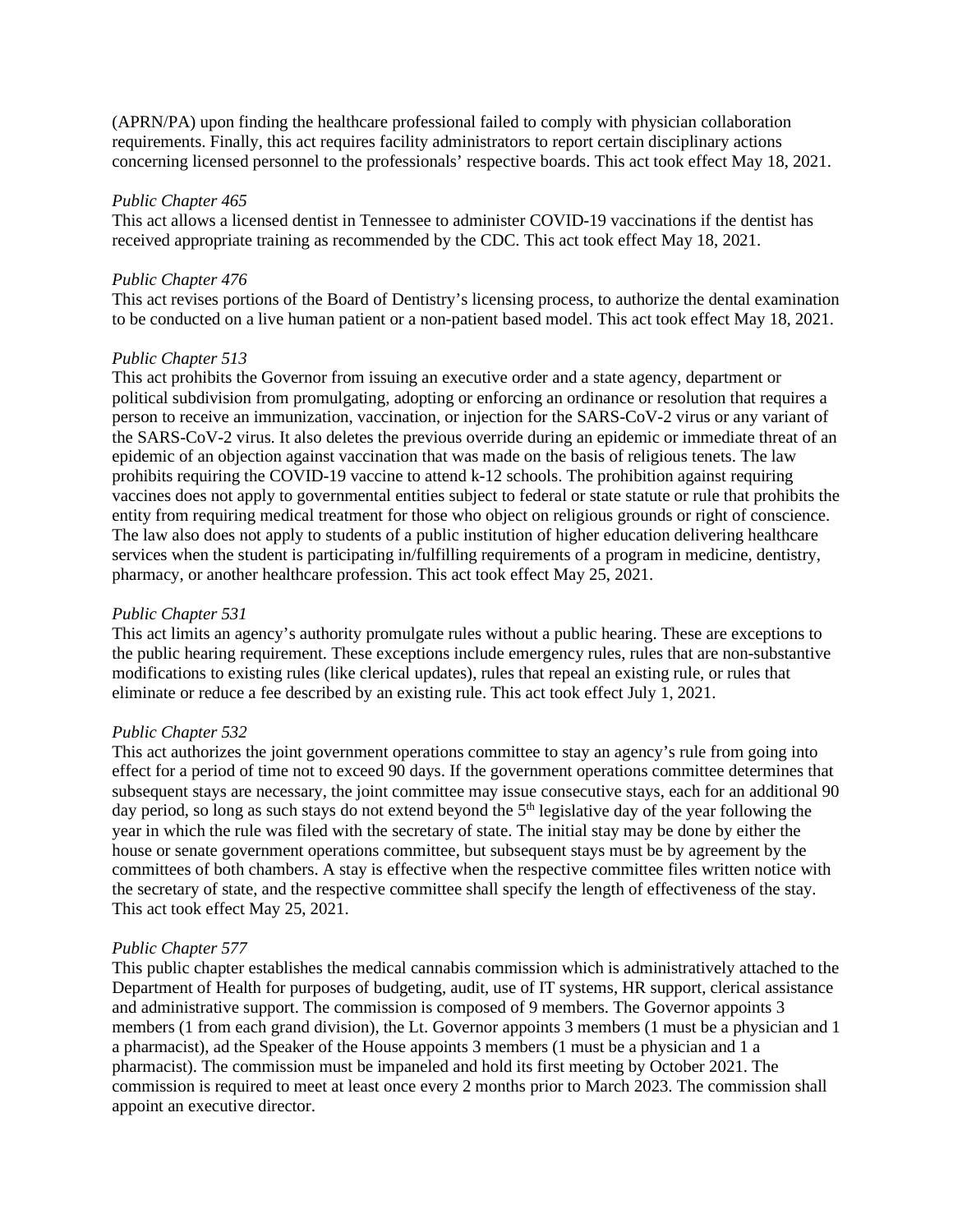(APRN/PA) upon finding the healthcare professional failed to comply with physician collaboration requirements. Finally, this act requires facility administrators to report certain disciplinary actions concerning licensed personnel to the professionals' respective boards. This act took effect May 18, 2021.

*Public Chapter 465*
This act allows a licensed dentist in Tennessee to administer COVID-19 vaccinations if the dentist has received appropriate training as recommended by the CDC. This act took effect May 18, 2021.

*Public Chapter 476*
This act revises portions of the Board of Dentistry's licensing process, to authorize the dental examination to be conducted on a live human patient or a non-patient based model. This act took effect May 18, 2021.

*Public Chapter 513*
This act prohibits the Governor from issuing an executive order and a state agency, department or political subdivision from promulgating, adopting or enforcing an ordinance or resolution that requires a person to receive an immunization, vaccination, or injection for the SARS-CoV-2 virus or any variant of the SARS-CoV-2 virus. It also deletes the previous override during an epidemic or immediate threat of an epidemic of an objection against vaccination that was made on the basis of religious tenets. The law prohibits requiring the COVID-19 vaccine to attend k-12 schools. The prohibition against requiring vaccines does not apply to governmental entities subject to federal or state statute or rule that prohibits the entity from requiring medical treatment for those who object on religious grounds or right of conscience. The law also does not apply to students of a public institution of higher education delivering healthcare services when the student is participating in/fulfilling requirements of a program in medicine, dentistry, pharmacy, or another healthcare profession. This act took effect May 25, 2021.

*Public Chapter 531*
This act limits an agency's authority promulgate rules without a public hearing. These are exceptions to the public hearing requirement. These exceptions include emergency rules, rules that are non-substantive modifications to existing rules (like clerical updates), rules that repeal an existing rule, or rules that eliminate or reduce a fee described by an existing rule. This act took effect July 1, 2021.

*Public Chapter 532*
This act authorizes the joint government operations committee to stay an agency's rule from going into effect for a period of time not to exceed 90 days. If the government operations committee determines that subsequent stays are necessary, the joint committee may issue consecutive stays, each for an additional 90 day period, so long as such stays do not extend beyond the 5th legislative day of the year following the year in which the rule was filed with the secretary of state. The initial stay may be done by either the house or senate government operations committee, but subsequent stays must be by agreement by the committees of both chambers. A stay is effective when the respective committee files written notice with the secretary of state, and the respective committee shall specify the length of effectiveness of the stay. This act took effect May 25, 2021.

*Public Chapter 577*
This public chapter establishes the medical cannabis commission which is administratively attached to the Department of Health for purposes of budgeting, audit, use of IT systems, HR support, clerical assistance and administrative support. The commission is composed of 9 members. The Governor appoints 3 members (1 from each grand division), the Lt. Governor appoints 3 members (1 must be a physician and 1 a pharmacist), ad the Speaker of the House appoints 3 members (1 must be a physician and 1 a pharmacist). The commission must be impaneled and hold its first meeting by October 2021. The commission is required to meet at least once every 2 months prior to March 2023. The commission shall appoint an executive director.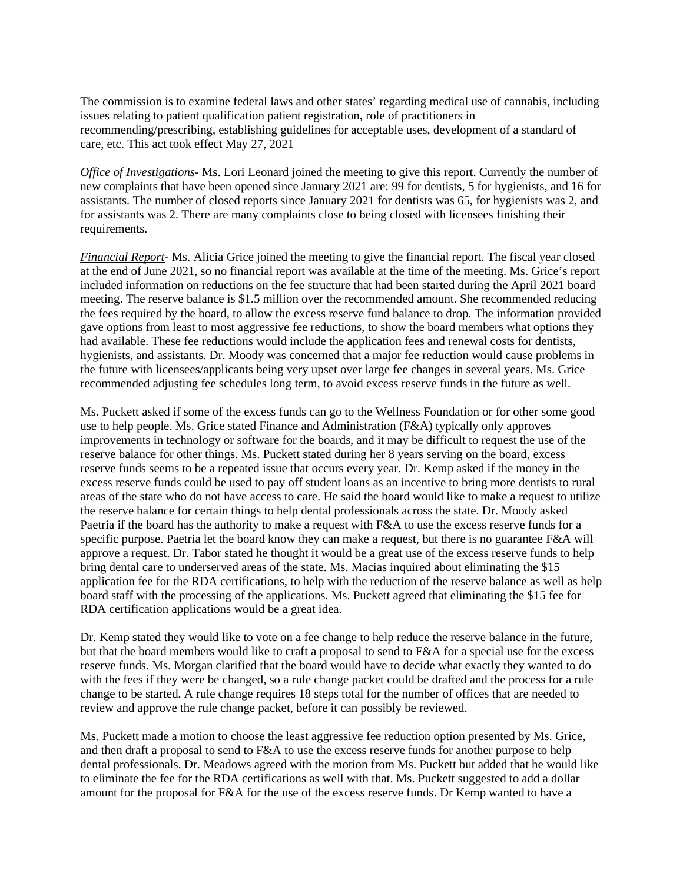The commission is to examine federal laws and other states' regarding medical use of cannabis, including issues relating to patient qualification patient registration, role of practitioners in recommending/prescribing, establishing guidelines for acceptable uses, development of a standard of care, etc. This act took effect May 27, 2021

*<u>Office of Investigations</u>*- Ms. Lori Leonard joined the meeting to give this report. Currently the number of new complaints that have been opened since January 2021 are: 99 for dentists, 5 for hygienists, and 16 for assistants. The number of closed reports since January 2021 for dentists was 65, for hygienists was 2, and for assistants was 2. There are many complaints close to being closed with licensees finishing their requirements.

*<u>Financial Report</u>*- Ms. Alicia Grice joined the meeting to give the financial report. The fiscal year closed at the end of June 2021, so no financial report was available at the time of the meeting. Ms. Grice's report included information on reductions on the fee structure that had been started during the April 2021 board meeting. The reserve balance is $1.5 million over the recommended amount. She recommended reducing the fees required by the board, to allow the excess reserve fund balance to drop. The information provided gave options from least to most aggressive fee reductions, to show the board members what options they had available. These fee reductions would include the application fees and renewal costs for dentists, hygienists, and assistants. Dr. Moody was concerned that a major fee reduction would cause problems in the future with licensees/applicants being very upset over large fee changes in several years. Ms. Grice recommended adjusting fee schedules long term, to avoid excess reserve funds in the future as well.

Ms. Puckett asked if some of the excess funds can go to the Wellness Foundation or for other some good use to help people. Ms. Grice stated Finance and Administration (F&A) typically only approves improvements in technology or software for the boards, and it may be difficult to request the use of the reserve balance for other things. Ms. Puckett stated during her 8 years serving on the board, excess reserve funds seems to be a repeated issue that occurs every year. Dr. Kemp asked if the money in the excess reserve funds could be used to pay off student loans as an incentive to bring more dentists to rural areas of the state who do not have access to care. He said the board would like to make a request to utilize the reserve balance for certain things to help dental professionals across the state. Dr. Moody asked Paetria if the board has the authority to make a request with F&A to use the excess reserve funds for a specific purpose. Paetria let the board know they can make a request, but there is no guarantee F&A will approve a request. Dr. Tabor stated he thought it would be a great use of the excess reserve funds to help bring dental care to underserved areas of the state. Ms. Macias inquired about eliminating the $15 application fee for the RDA certifications, to help with the reduction of the reserve balance as well as help board staff with the processing of the applications. Ms. Puckett agreed that eliminating the $15 fee for RDA certification applications would be a great idea.

Dr. Kemp stated they would like to vote on a fee change to help reduce the reserve balance in the future, but that the board members would like to craft a proposal to send to F&A for a special use for the excess reserve funds. Ms. Morgan clarified that the board would have to decide what exactly they wanted to do with the fees if they were be changed, so a rule change packet could be drafted and the process for a rule change to be started. A rule change requires 18 steps total for the number of offices that are needed to review and approve the rule change packet, before it can possibly be reviewed.

Ms. Puckett made a motion to choose the least aggressive fee reduction option presented by Ms. Grice, and then draft a proposal to send to F&A to use the excess reserve funds for another purpose to help dental professionals. Dr. Meadows agreed with the motion from Ms. Puckett but added that he would like to eliminate the fee for the RDA certifications as well with that. Ms. Puckett suggested to add a dollar amount for the proposal for F&A for the use of the excess reserve funds. Dr Kemp wanted to have a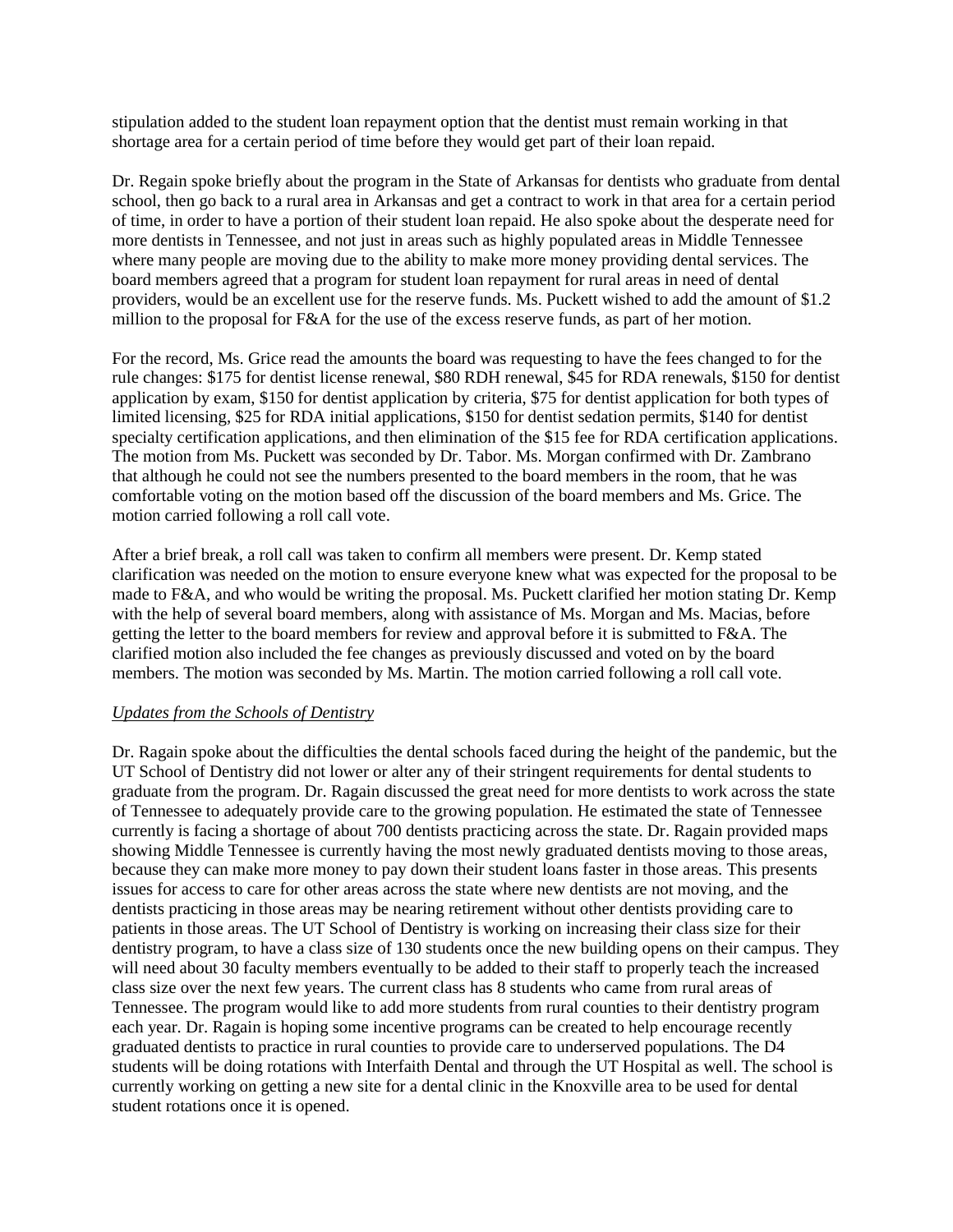stipulation added to the student loan repayment option that the dentist must remain working in that shortage area for a certain period of time before they would get part of their loan repaid.

Dr. Regain spoke briefly about the program in the State of Arkansas for dentists who graduate from dental school, then go back to a rural area in Arkansas and get a contract to work in that area for a certain period of time, in order to have a portion of their student loan repaid. He also spoke about the desperate need for more dentists in Tennessee, and not just in areas such as highly populated areas in Middle Tennessee where many people are moving due to the ability to make more money providing dental services. The board members agreed that a program for student loan repayment for rural areas in need of dental providers, would be an excellent use for the reserve funds. Ms. Puckett wished to add the amount of $1.2 million to the proposal for F&A for the use of the excess reserve funds, as part of her motion.

For the record, Ms. Grice read the amounts the board was requesting to have the fees changed to for the rule changes: $175 for dentist license renewal, $80 RDH renewal, $45 for RDA renewals, $150 for dentist application by exam, $150 for dentist application by criteria, $75 for dentist application for both types of limited licensing, $25 for RDA initial applications, $150 for dentist sedation permits, $140 for dentist specialty certification applications, and then elimination of the $15 fee for RDA certification applications. The motion from Ms. Puckett was seconded by Dr. Tabor. Ms. Morgan confirmed with Dr. Zambrano that although he could not see the numbers presented to the board members in the room, that he was comfortable voting on the motion based off the discussion of the board members and Ms. Grice. The motion carried following a roll call vote.

After a brief break, a roll call was taken to confirm all members were present. Dr. Kemp stated clarification was needed on the motion to ensure everyone knew what was expected for the proposal to be made to F&A, and who would be writing the proposal. Ms. Puckett clarified her motion stating Dr. Kemp with the help of several board members, along with assistance of Ms. Morgan and Ms. Macias, before getting the letter to the board members for review and approval before it is submitted to F&A. The clarified motion also included the fee changes as previously discussed and voted on by the board members. The motion was seconded by Ms. Martin. The motion carried following a roll call vote.

*Updates from the Schools of Dentistry*

Dr. Ragain spoke about the difficulties the dental schools faced during the height of the pandemic, but the UT School of Dentistry did not lower or alter any of their stringent requirements for dental students to graduate from the program. Dr. Ragain discussed the great need for more dentists to work across the state of Tennessee to adequately provide care to the growing population. He estimated the state of Tennessee currently is facing a shortage of about 700 dentists practicing across the state. Dr. Ragain provided maps showing Middle Tennessee is currently having the most newly graduated dentists moving to those areas, because they can make more money to pay down their student loans faster in those areas. This presents issues for access to care for other areas across the state where new dentists are not moving, and the dentists practicing in those areas may be nearing retirement without other dentists providing care to patients in those areas. The UT School of Dentistry is working on increasing their class size for their dentistry program, to have a class size of 130 students once the new building opens on their campus. They will need about 30 faculty members eventually to be added to their staff to properly teach the increased class size over the next few years. The current class has 8 students who came from rural areas of Tennessee. The program would like to add more students from rural counties to their dentistry program each year. Dr. Ragain is hoping some incentive programs can be created to help encourage recently graduated dentists to practice in rural counties to provide care to underserved populations. The D4 students will be doing rotations with Interfaith Dental and through the UT Hospital as well. The school is currently working on getting a new site for a dental clinic in the Knoxville area to be used for dental student rotations once it is opened.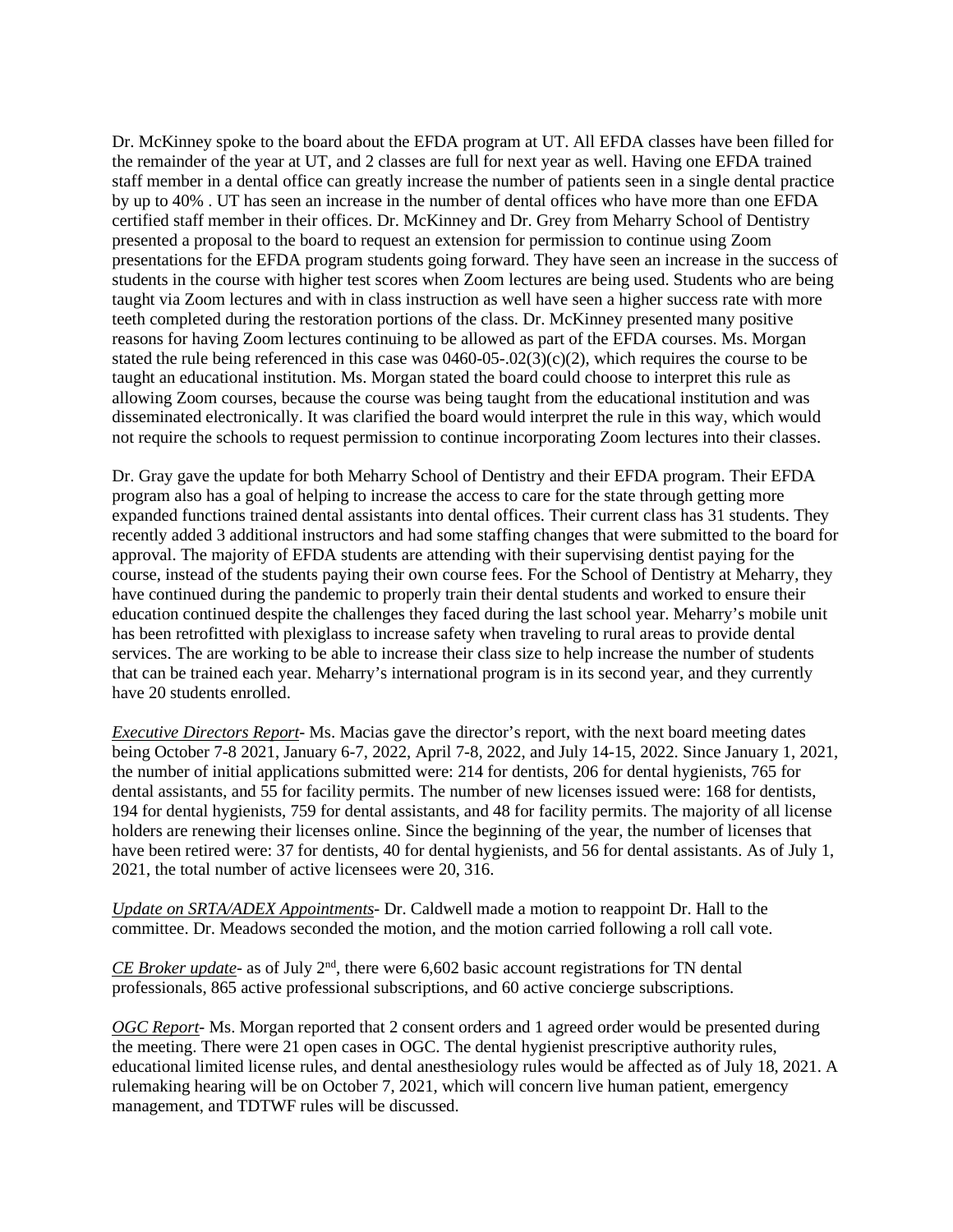Dr. McKinney spoke to the board about the EFDA program at UT. All EFDA classes have been filled for the remainder of the year at UT, and 2 classes are full for next year as well. Having one EFDA trained staff member in a dental office can greatly increase the number of patients seen in a single dental practice by up to 40% . UT has seen an increase in the number of dental offices who have more than one EFDA certified staff member in their offices. Dr. McKinney and Dr. Grey from Meharry School of Dentistry presented a proposal to the board to request an extension for permission to continue using Zoom presentations for the EFDA program students going forward. They have seen an increase in the success of students in the course with higher test scores when Zoom lectures are being used. Students who are being taught via Zoom lectures and with in class instruction as well have seen a higher success rate with more teeth completed during the restoration portions of the class. Dr. McKinney presented many positive reasons for having Zoom lectures continuing to be allowed as part of the EFDA courses. Ms. Morgan stated the rule being referenced in this case was 0460-05-.02(3)(c)(2), which requires the course to be taught an educational institution. Ms. Morgan stated the board could choose to interpret this rule as allowing Zoom courses, because the course was being taught from the educational institution and was disseminated electronically. It was clarified the board would interpret the rule in this way, which would not require the schools to request permission to continue incorporating Zoom lectures into their classes.

Dr. Gray gave the update for both Meharry School of Dentistry and their EFDA program. Their EFDA program also has a goal of helping to increase the access to care for the state through getting more expanded functions trained dental assistants into dental offices. Their current class has 31 students. They recently added 3 additional instructors and had some staffing changes that were submitted to the board for approval. The majority of EFDA students are attending with their supervising dentist paying for the course, instead of the students paying their own course fees. For the School of Dentistry at Meharry, they have continued during the pandemic to properly train their dental students and worked to ensure their education continued despite the challenges they faced during the last school year. Meharry's mobile unit has been retrofitted with plexiglass to increase safety when traveling to rural areas to provide dental services. The are working to be able to increase their class size to help increase the number of students that can be trained each year. Meharry's international program is in its second year, and they currently have 20 students enrolled.

*Executive Directors Report*- Ms. Macias gave the director's report, with the next board meeting dates being October 7-8 2021, January 6-7, 2022, April 7-8, 2022, and July 14-15, 2022. Since January 1, 2021, the number of initial applications submitted were: 214 for dentists, 206 for dental hygienists, 765 for dental assistants, and 55 for facility permits. The number of new licenses issued were: 168 for dentists, 194 for dental hygienists, 759 for dental assistants, and 48 for facility permits. The majority of all license holders are renewing their licenses online. Since the beginning of the year, the number of licenses that have been retired were: 37 for dentists, 40 for dental hygienists, and 56 for dental assistants. As of July 1, 2021, the total number of active licensees were 20, 316.

*Update on SRTA/ADEX Appointments*- Dr. Caldwell made a motion to reappoint Dr. Hall to the committee. Dr. Meadows seconded the motion, and the motion carried following a roll call vote.

*CE Broker update*- as of July 2nd, there were 6,602 basic account registrations for TN dental professionals, 865 active professional subscriptions, and 60 active concierge subscriptions.

*OGC Report*- Ms. Morgan reported that 2 consent orders and 1 agreed order would be presented during the meeting. There were 21 open cases in OGC. The dental hygienist prescriptive authority rules, educational limited license rules, and dental anesthesiology rules would be affected as of July 18, 2021. A rulemaking hearing will be on October 7, 2021, which will concern live human patient, emergency management, and TDTWF rules will be discussed.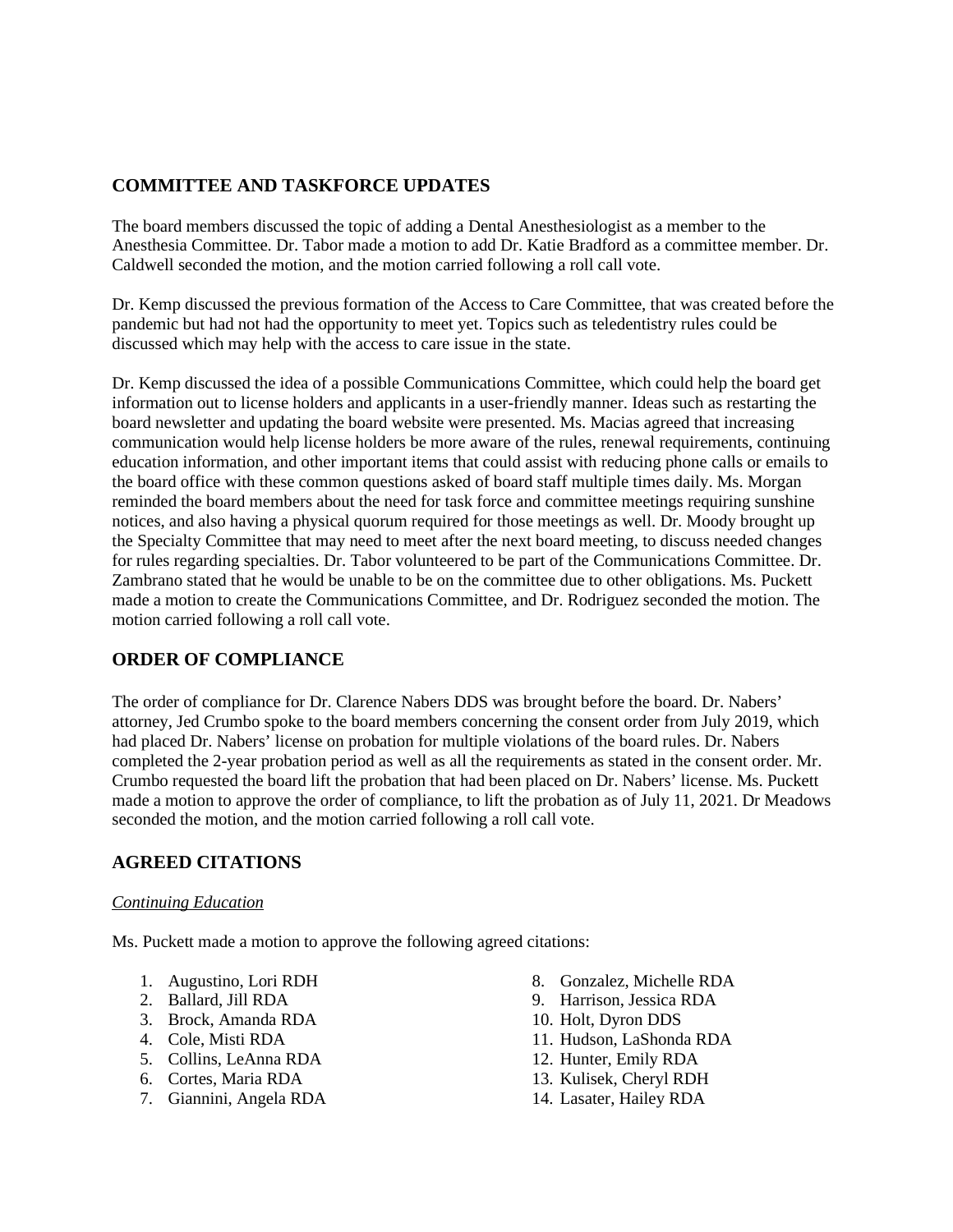## COMMITTEE AND TASKFORCE UPDATES

The board members discussed the topic of adding a Dental Anesthesiologist as a member to the Anesthesia Committee. Dr. Tabor made a motion to add Dr. Katie Bradford as a committee member. Dr. Caldwell seconded the motion, and the motion carried following a roll call vote.

Dr. Kemp discussed the previous formation of the Access to Care Committee, that was created before the pandemic but had not had the opportunity to meet yet. Topics such as teledentistry rules could be discussed which may help with the access to care issue in the state.

Dr. Kemp discussed the idea of a possible Communications Committee, which could help the board get information out to license holders and applicants in a user-friendly manner. Ideas such as restarting the board newsletter and updating the board website were presented. Ms. Macias agreed that increasing communication would help license holders be more aware of the rules, renewal requirements, continuing education information, and other important items that could assist with reducing phone calls or emails to the board office with these common questions asked of board staff multiple times daily. Ms. Morgan reminded the board members about the need for task force and committee meetings requiring sunshine notices, and also having a physical quorum required for those meetings as well. Dr. Moody brought up the Specialty Committee that may need to meet after the next board meeting, to discuss needed changes for rules regarding specialties. Dr. Tabor volunteered to be part of the Communications Committee. Dr. Zambrano stated that he would be unable to be on the committee due to other obligations. Ms. Puckett made a motion to create the Communications Committee, and Dr. Rodriguez seconded the motion. The motion carried following a roll call vote.

## ORDER OF COMPLIANCE

The order of compliance for Dr. Clarence Nabers DDS was brought before the board. Dr. Nabers' attorney, Jed Crumbo spoke to the board members concerning the consent order from July 2019, which had placed Dr. Nabers' license on probation for multiple violations of the board rules. Dr. Nabers completed the 2-year probation period as well as all the requirements as stated in the consent order. Mr. Crumbo requested the board lift the probation that had been placed on Dr. Nabers' license. Ms. Puckett made a motion to approve the order of compliance, to lift the probation as of July 11, 2021. Dr Meadows seconded the motion, and the motion carried following a roll call vote.

## AGREED CITATIONS

*Continuing Education*

Ms. Puckett made a motion to approve the following agreed citations:

1. Augustino, Lori RDH
2. Ballard, Jill RDA
3. Brock, Amanda RDA
4. Cole, Misti RDA
5. Collins, LeAnna RDA
6. Cortes, Maria RDA
7. Giannini, Angela RDA
8. Gonzalez, Michelle RDA
9. Harrison, Jessica RDA
10. Holt, Dyron DDS
11. Hudson, LaShonda RDA
12. Hunter, Emily RDA
13. Kulisek, Cheryl RDH
14. Lasater, Hailey RDA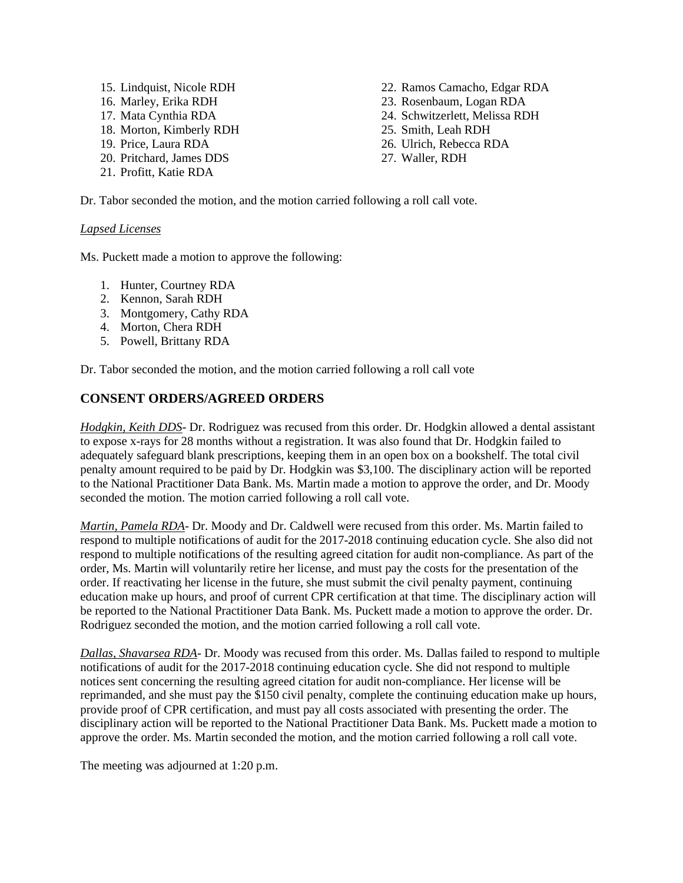15. Lindquist, Nicole RDH
16. Marley, Erika RDH
17. Mata Cynthia RDA
18. Morton, Kimberly RDH
19. Price, Laura RDA
20. Pritchard, James DDS
21. Profitt, Katie RDA
22. Ramos Camacho, Edgar RDA
23. Rosenbaum, Logan RDA
24. Schwitzerlett, Melissa RDH
25. Smith, Leah RDH
26. Ulrich, Rebecca RDA
27. Waller, RDH

Dr. Tabor seconded the motion, and the motion carried following a roll call vote.

*Lapsed Licenses*

Ms. Puckett made a motion to approve the following:

1. Hunter, Courtney RDA
2. Kennon, Sarah RDH
3. Montgomery, Cathy RDA
4. Morton, Chera RDH
5. Powell, Brittany RDA

Dr. Tabor seconded the motion, and the motion carried following a roll call vote

## CONSENT ORDERS/AGREED ORDERS

*Hodgkin, Keith DDS*- Dr. Rodriguez was recused from this order. Dr. Hodgkin allowed a dental assistant to expose x-rays for 28 months without a registration. It was also found that Dr. Hodgkin failed to adequately safeguard blank prescriptions, keeping them in an open box on a bookshelf. The total civil penalty amount required to be paid by Dr. Hodgkin was $3,100. The disciplinary action will be reported to the National Practitioner Data Bank. Ms. Martin made a motion to approve the order, and Dr. Moody seconded the motion. The motion carried following a roll call vote.

*Martin, Pamela RDA*- Dr. Moody and Dr. Caldwell were recused from this order. Ms. Martin failed to respond to multiple notifications of audit for the 2017-2018 continuing education cycle. She also did not respond to multiple notifications of the resulting agreed citation for audit non-compliance. As part of the order, Ms. Martin will voluntarily retire her license, and must pay the costs for the presentation of the order. If reactivating her license in the future, she must submit the civil penalty payment, continuing education make up hours, and proof of current CPR certification at that time. The disciplinary action will be reported to the National Practitioner Data Bank. Ms. Puckett made a motion to approve the order. Dr. Rodriguez seconded the motion, and the motion carried following a roll call vote.

*Dallas, Shavarsea RDA*- Dr. Moody was recused from this order. Ms. Dallas failed to respond to multiple notifications of audit for the 2017-2018 continuing education cycle. She did not respond to multiple notices sent concerning the resulting agreed citation for audit non-compliance. Her license will be reprimanded, and she must pay the $150 civil penalty, complete the continuing education make up hours, provide proof of CPR certification, and must pay all costs associated with presenting the order. The disciplinary action will be reported to the National Practitioner Data Bank. Ms. Puckett made a motion to approve the order. Ms. Martin seconded the motion, and the motion carried following a roll call vote.

The meeting was adjourned at 1:20 p.m.